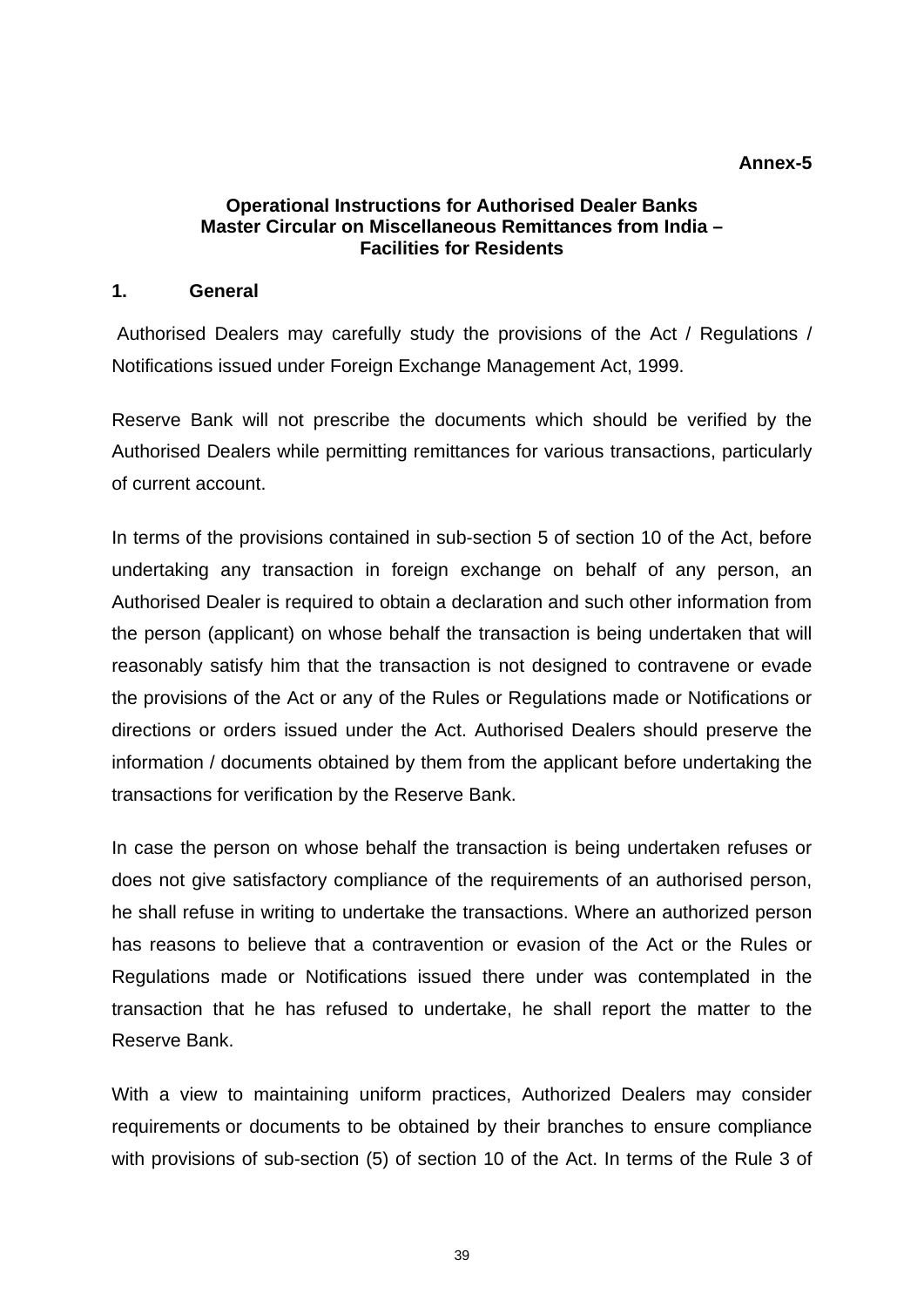**Annex-5**

## Operational Instructions for Authorised Dealer Banks
## Master Circular on Miscellaneous Remittances from India – Facilities for Residents

### 1. General

Authorised Dealers may carefully study the provisions of the Act / Regulations / Notifications issued under Foreign Exchange Management Act, 1999.

Reserve Bank will not prescribe the documents which should be verified by the Authorised Dealers while permitting remittances for various transactions, particularly of current account.

In terms of the provisions contained in sub-section 5 of section 10 of the Act, before undertaking any transaction in foreign exchange on behalf of any person, an Authorised Dealer is required to obtain a declaration and such other information from the person (applicant) on whose behalf the transaction is being undertaken that will reasonably satisfy him that the transaction is not designed to contravene or evade the provisions of the Act or any of the Rules or Regulations made or Notifications or directions or orders issued under the Act. Authorised Dealers should preserve the information / documents obtained by them from the applicant before undertaking the transactions for verification by the Reserve Bank.

In case the person on whose behalf the transaction is being undertaken refuses or does not give satisfactory compliance of the requirements of an authorised person, he shall refuse in writing to undertake the transactions. Where an authorized person has reasons to believe that a contravention or evasion of the Act or the Rules or Regulations made or Notifications issued there under was contemplated in the transaction that he has refused to undertake, he shall report the matter to the Reserve Bank.

With a view to maintaining uniform practices, Authorized Dealers may consider requirements or documents to be obtained by their branches to ensure compliance with provisions of sub-section (5) of section 10 of the Act. In terms of the Rule 3 of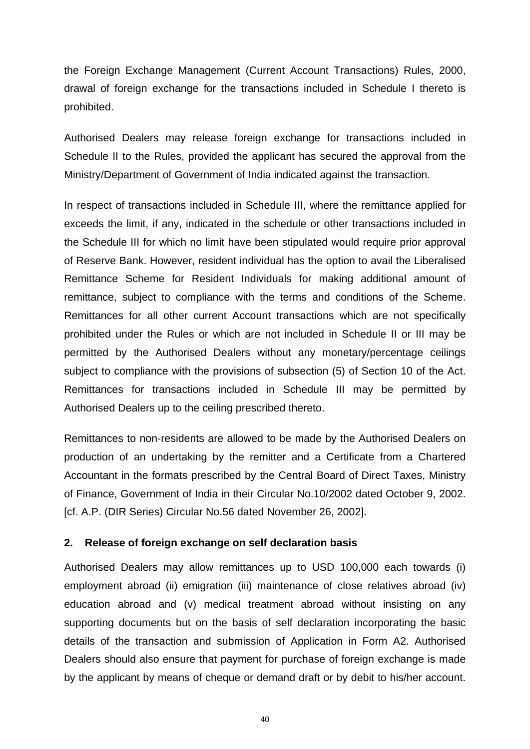the Foreign Exchange Management (Current Account Transactions) Rules, 2000, drawal of foreign exchange for the transactions included in Schedule I thereto is prohibited.

Authorised Dealers may release foreign exchange for transactions included in Schedule II to the Rules, provided the applicant has secured the approval from the Ministry/Department of Government of India indicated against the transaction.

In respect of transactions included in Schedule III, where the remittance applied for exceeds the limit, if any, indicated in the schedule or other transactions included in the Schedule III for which no limit have been stipulated would require prior approval of Reserve Bank. However, resident individual has the option to avail the Liberalised Remittance Scheme for Resident Individuals for making additional amount of remittance, subject to compliance with the terms and conditions of the Scheme. Remittances for all other current Account transactions which are not specifically prohibited under the Rules or which are not included in Schedule II or III may be permitted by the Authorised Dealers without any monetary/percentage ceilings subject to compliance with the provisions of subsection (5) of Section 10 of the Act. Remittances for transactions included in Schedule III may be permitted by Authorised Dealers up to the ceiling prescribed thereto.

Remittances to non-residents are allowed to be made by the Authorised Dealers on production of an undertaking by the remitter and a Certificate from a Chartered Accountant in the formats prescribed by the Central Board of Direct Taxes, Ministry of Finance, Government of India in their Circular No.10/2002 dated October 9, 2002. [cf. A.P. (DIR Series) Circular No.56 dated November 26, 2002].

**2. Release of foreign exchange on self declaration basis**

Authorised Dealers may allow remittances up to USD 100,000 each towards (i) employment abroad (ii) emigration (iii) maintenance of close relatives abroad (iv) education abroad and (v) medical treatment abroad without insisting on any supporting documents but on the basis of self declaration incorporating the basic details of the transaction and submission of Application in Form A2. Authorised Dealers should also ensure that payment for purchase of foreign exchange is made by the applicant by means of cheque or demand draft or by debit to his/her account.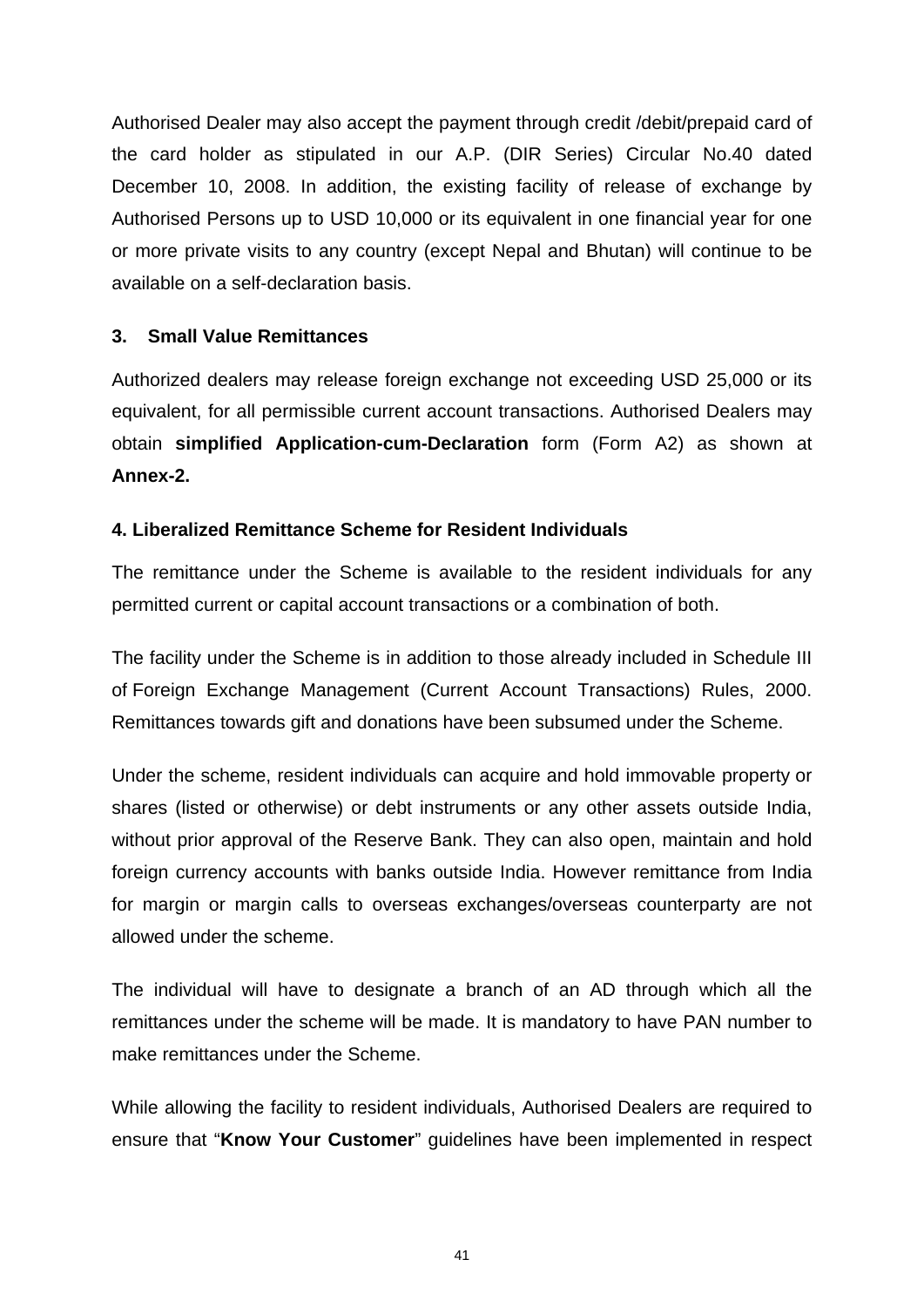Authorised Dealer may also accept the payment through credit /debit/prepaid card of the card holder as stipulated in our A.P. (DIR Series) Circular No.40 dated December 10, 2008. In addition, the existing facility of release of exchange by Authorised Persons up to USD 10,000 or its equivalent in one financial year for one or more private visits to any country (except Nepal and Bhutan) will continue to be available on a self-declaration basis.

### 3. Small Value Remittances

Authorized dealers may release foreign exchange not exceeding USD 25,000 or its equivalent, for all permissible current account transactions. Authorised Dealers may obtain **simplified Application-cum-Declaration** form (Form A2) as shown at **Annex-2.**

### 4. Liberalized Remittance Scheme for Resident Individuals

The remittance under the Scheme is available to the resident individuals for any permitted current or capital account transactions or a combination of both.

The facility under the Scheme is in addition to those already included in Schedule III of Foreign Exchange Management (Current Account Transactions) Rules, 2000. Remittances towards gift and donations have been subsumed under the Scheme.

Under the scheme, resident individuals can acquire and hold immovable property or shares (listed or otherwise) or debt instruments or any other assets outside India, without prior approval of the Reserve Bank. They can also open, maintain and hold foreign currency accounts with banks outside India. However remittance from India for margin or margin calls to overseas exchanges/overseas counterparty are not allowed under the scheme.

The individual will have to designate a branch of an AD through which all the remittances under the scheme will be made. It is mandatory to have PAN number to make remittances under the Scheme.

While allowing the facility to resident individuals, Authorised Dealers are required to ensure that "**Know Your Customer**" guidelines have been implemented in respect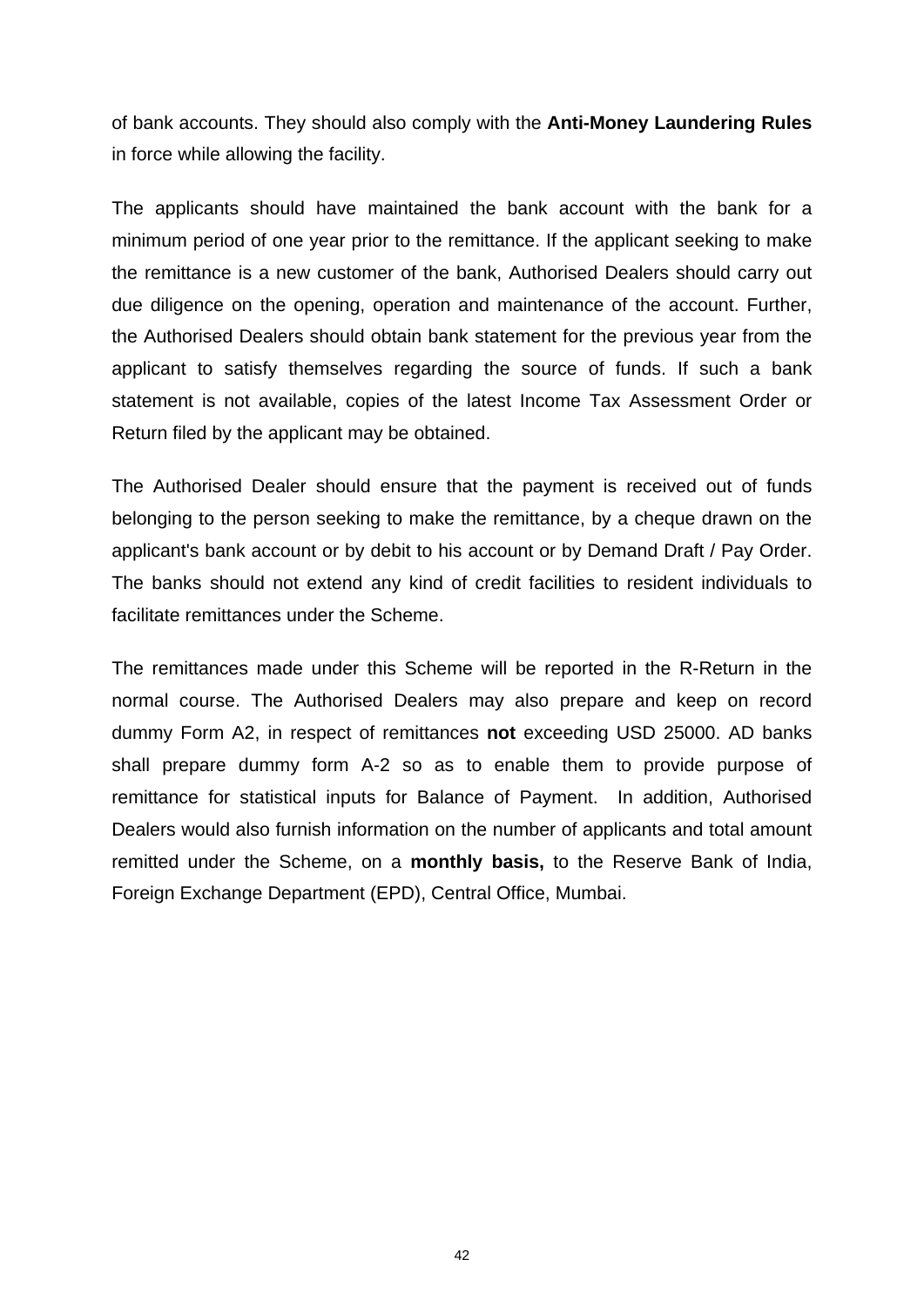of bank accounts. They should also comply with the **Anti-Money Laundering Rules** in force while allowing the facility.

The applicants should have maintained the bank account with the bank for a minimum period of one year prior to the remittance. If the applicant seeking to make the remittance is a new customer of the bank, Authorised Dealers should carry out due diligence on the opening, operation and maintenance of the account. Further, the Authorised Dealers should obtain bank statement for the previous year from the applicant to satisfy themselves regarding the source of funds. If such a bank statement is not available, copies of the latest Income Tax Assessment Order or Return filed by the applicant may be obtained.

The Authorised Dealer should ensure that the payment is received out of funds belonging to the person seeking to make the remittance, by a cheque drawn on the applicant's bank account or by debit to his account or by Demand Draft / Pay Order. The banks should not extend any kind of credit facilities to resident individuals to facilitate remittances under the Scheme.

The remittances made under this Scheme will be reported in the R-Return in the normal course. The Authorised Dealers may also prepare and keep on record dummy Form A2, in respect of remittances **not** exceeding USD 25000. AD banks shall prepare dummy form A-2 so as to enable them to provide purpose of remittance for statistical inputs for Balance of Payment. In addition, Authorised Dealers would also furnish information on the number of applicants and total amount remitted under the Scheme, on a **monthly basis,** to the Reserve Bank of India, Foreign Exchange Department (EPD), Central Office, Mumbai.